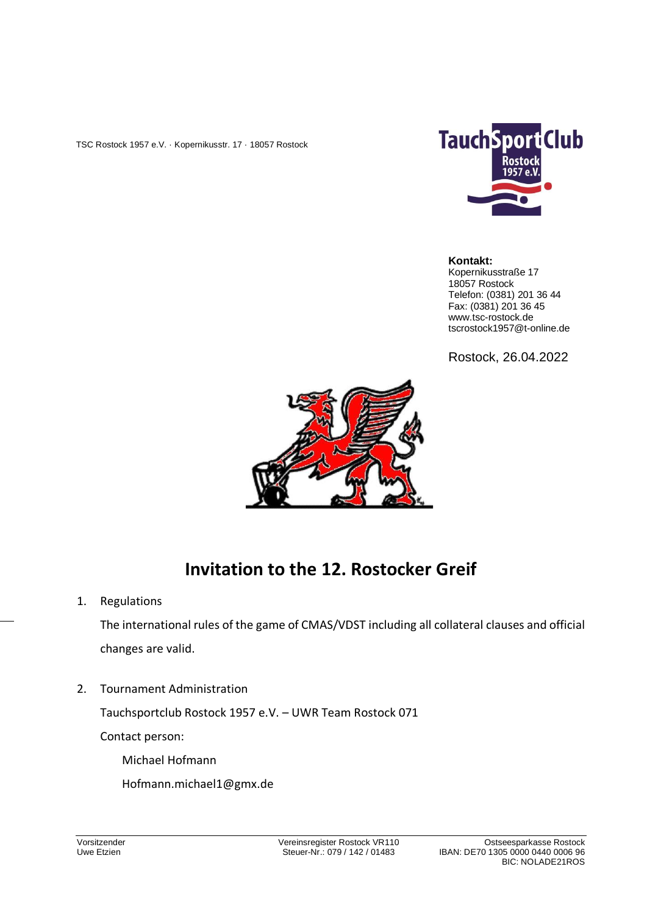TSC Rostock 1957 e.V. · Kopernikusstr. 17 · 18057 Rostock

**Kontakt:**
Kopernikusstraße 17
18057 Rostock
Telefon: (0381) 201 36 44
Fax: (0381) 201 36 45
www.tsc-rostock.de
tscrostock1957@t-online.de

Rostock, 26.04.2022

# Invitation to the 12. Rostocker Greif

1. Regulations

   The international rules of the game of CMAS/VDST including all collateral clauses and official changes are valid.

2. Tournament Administration

   Tauchsportclub Rostock 1957 e.V. – UWR Team Rostock 071

   Contact person:

   Michael Hofmann

   Hofmann.michael1@gmx.de

Vorsitzender
Uwe Etzien

Vereinsregister Rostock VR110
Steuer-Nr.: 079 / 142 / 01483

Ostseesparkasse Rostock
IBAN: DE70 1305 0000 0440 0006 96
BIC: NOLADE21ROS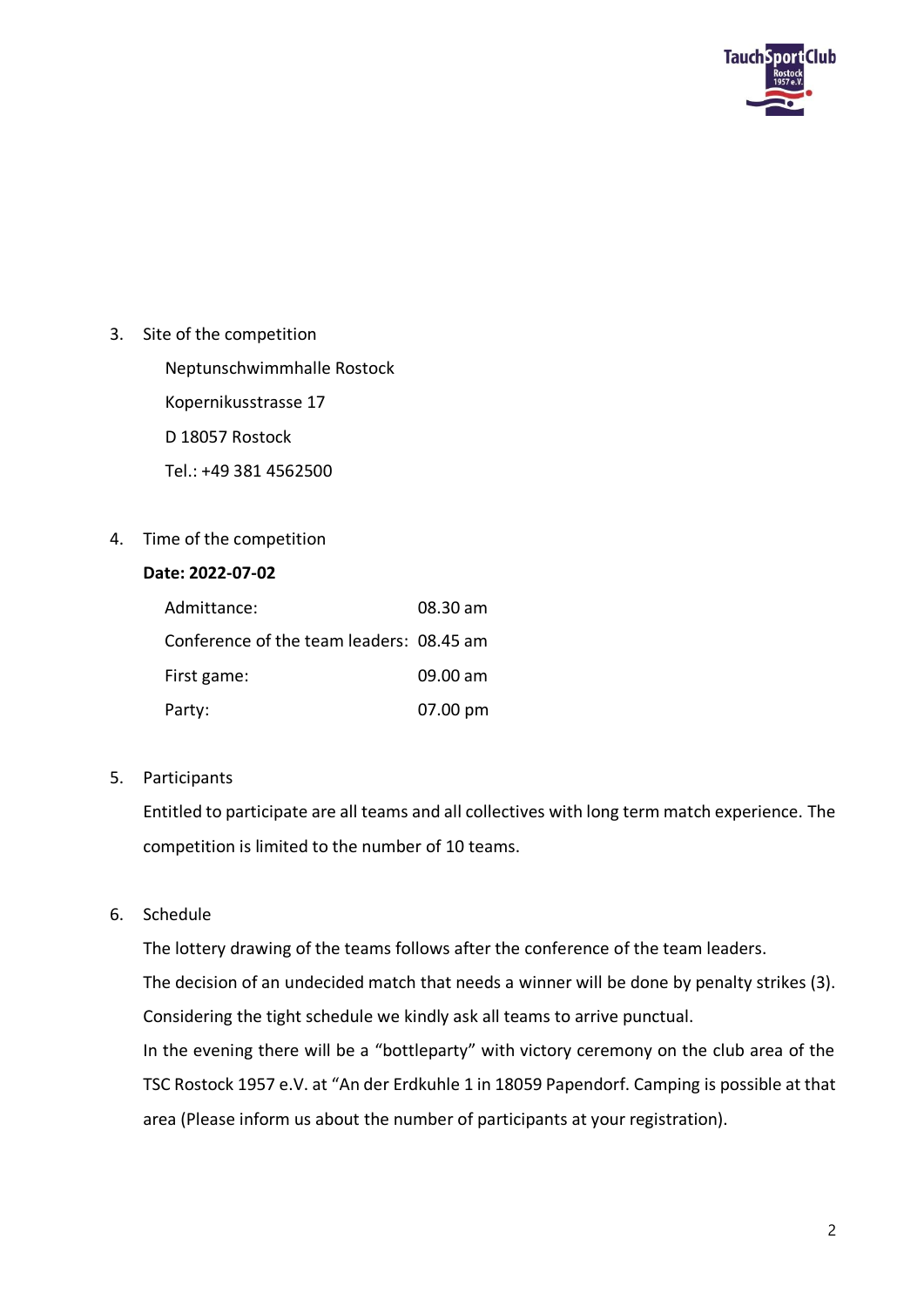3. Site of the competition

   Neptunschwimmhalle Rostock

   Kopernikusstrasse 17

   D 18057 Rostock

   Tel.: +49 381 4562500

4. Time of the competition

   **Date: 2022-07-02**

   | | |
   |---|---|
   | Admittance: | 08.30 am |
   | Conference of the team leaders: | 08.45 am |
   | First game: | 09.00 am |
   | Party: | 07.00 pm |

5. Participants

   Entitled to participate are all teams and all collectives with long term match experience. The competition is limited to the number of 10 teams.

6. Schedule

   The lottery drawing of the teams follows after the conference of the team leaders.
   The decision of an undecided match that needs a winner will be done by penalty strikes (3).
   Considering the tight schedule we kindly ask all teams to arrive punctual.
   In the evening there will be a "bottleparty" with victory ceremony on the club area of the TSC Rostock 1957 e.V. at "An der Erdkuhle 1 in 18059 Papendorf. Camping is possible at that area (Please inform us about the number of participants at your registration).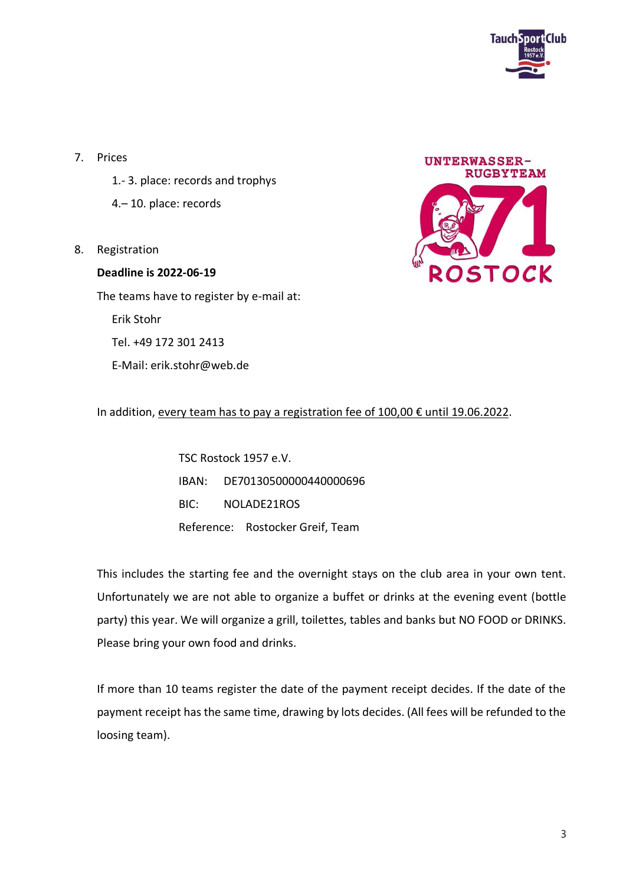7. Prices

   1.- 3. place: records and trophys

   4.– 10. place: records

8. Registration

   **Deadline is 2022-06-19**

   The teams have to register by e-mail at:

   Erik Stohr

   Tel. +49 172 301 2413

   E-Mail: erik.stohr@web.de

In addition, every team has to pay a registration fee of 100,00 € until 19.06.2022.

TSC Rostock 1957 e.V.

IBAN: DE70130500000440000696

BIC: NOLADE21ROS

Reference: Rostocker Greif, Team

This includes the starting fee and the overnight stays on the club area in your own tent. Unfortunately we are not able to organize a buffet or drinks at the evening event (bottle party) this year. We will organize a grill, toilettes, tables and banks but NO FOOD or DRINKS. Please bring your own food and drinks.

If more than 10 teams register the date of the payment receipt decides. If the date of the payment receipt has the same time, drawing by lots decides. (All fees will be refunded to the loosing team).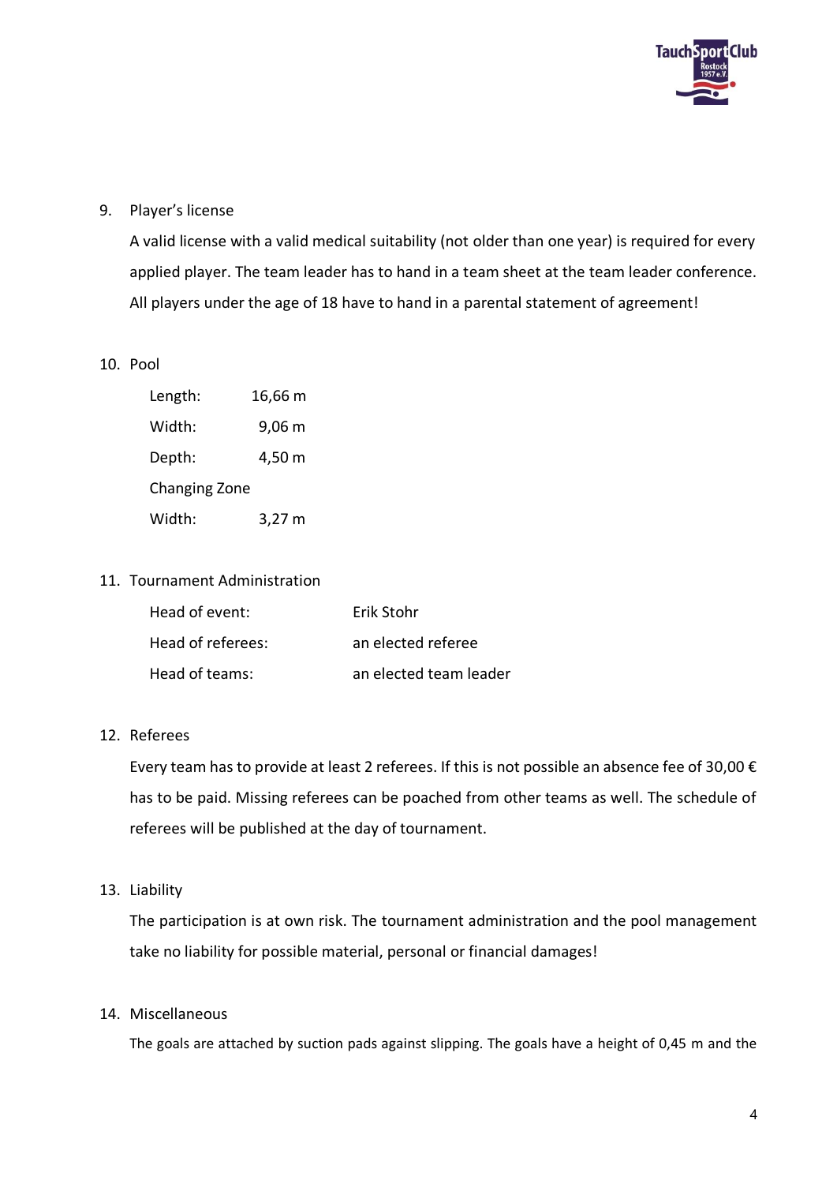9. Player's license

   A valid license with a valid medical suitability (not older than one year) is required for every applied player. The team leader has to hand in a team sheet at the team leader conference. All players under the age of 18 have to hand in a parental statement of agreement!

10. Pool

    | | |
    |---|---|
    | Length: | 16,66 m |
    | Width: | 9,06 m |
    | Depth: | 4,50 m |
    | Changing Zone | |
    | Width: | 3,27 m |

11. Tournament Administration

    | | |
    |---|---|
    | Head of event: | Erik Stohr |
    | Head of referees: | an elected referee |
    | Head of teams: | an elected team leader |

12. Referees

    Every team has to provide at least 2 referees. If this is not possible an absence fee of 30,00 € has to be paid. Missing referees can be poached from other teams as well. The schedule of referees will be published at the day of tournament.

13. Liability

    The participation is at own risk. The tournament administration and the pool management take no liability for possible material, personal or financial damages!

14. Miscellaneous

    The goals are attached by suction pads against slipping. The goals have a height of 0,45 m and the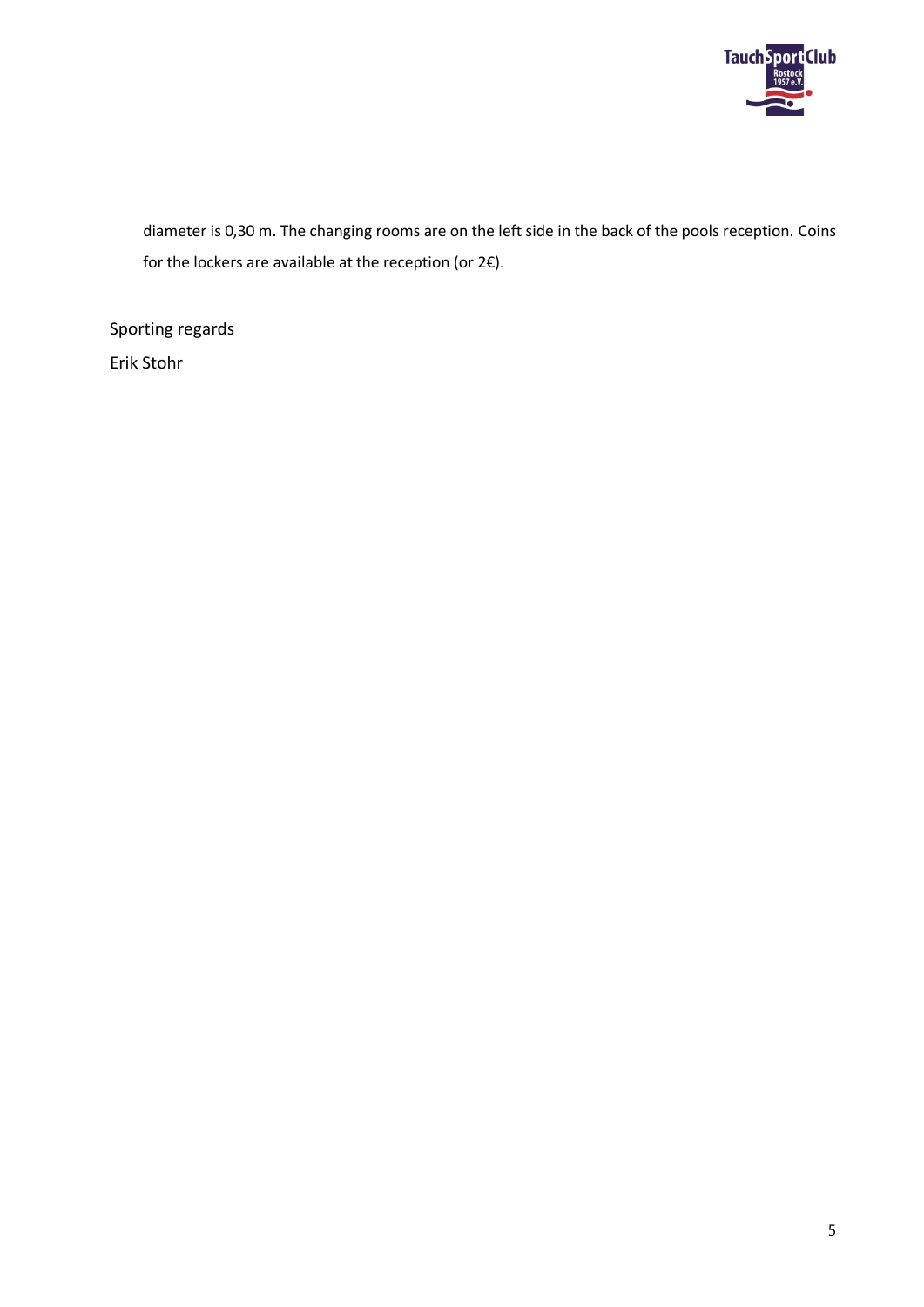diameter is 0,30 m. The changing rooms are on the left side in the back of the pools reception. Coins for the lockers are available at the reception (or 2€).

Sporting regards

Erik Stohr